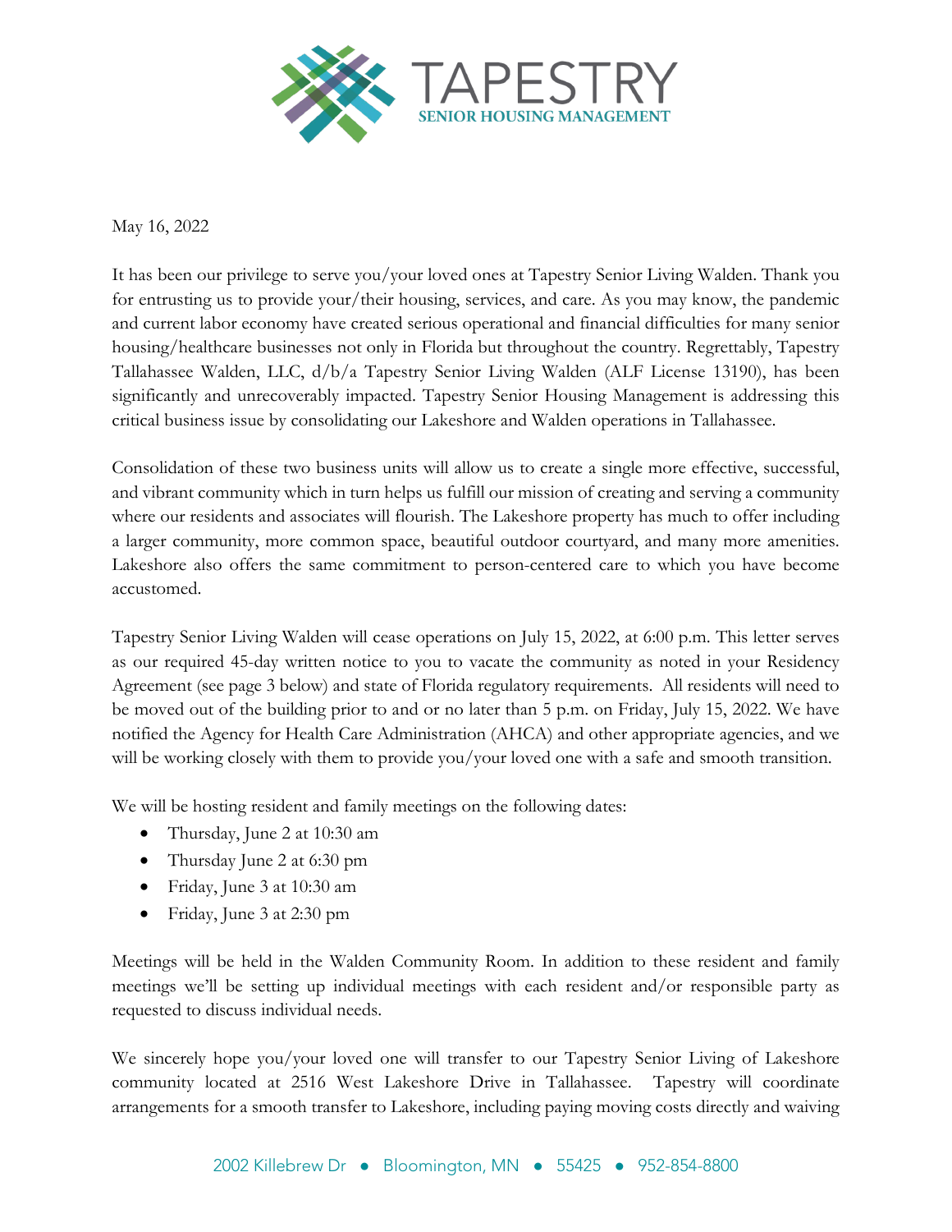TAPESTRY
SENIOR HOUSING MANAGEMENT

May 16, 2022

It has been our privilege to serve you/your loved ones at Tapestry Senior Living Walden. Thank you for entrusting us to provide your/their housing, services, and care. As you may know, the pandemic and current labor economy have created serious operational and financial difficulties for many senior housing/healthcare businesses not only in Florida but throughout the country. Regrettably, Tapestry Tallahassee Walden, LLC, d/b/a Tapestry Senior Living Walden (ALF License 13190), has been significantly and unrecoverably impacted. Tapestry Senior Housing Management is addressing this critical business issue by consolidating our Lakeshore and Walden operations in Tallahassee.

Consolidation of these two business units will allow us to create a single more effective, successful, and vibrant community which in turn helps us fulfill our mission of creating and serving a community where our residents and associates will flourish. The Lakeshore property has much to offer including a larger community, more common space, beautiful outdoor courtyard, and many more amenities. Lakeshore also offers the same commitment to person-centered care to which you have become accustomed.

Tapestry Senior Living Walden will cease operations on July 15, 2022, at 6:00 p.m. This letter serves as our required 45-day written notice to you to vacate the community as noted in your Residency Agreement (see page 3 below) and state of Florida regulatory requirements. All residents will need to be moved out of the building prior to and or no later than 5 p.m. on Friday, July 15, 2022. We have notified the Agency for Health Care Administration (AHCA) and other appropriate agencies, and we will be working closely with them to provide you/your loved one with a safe and smooth transition.

We will be hosting resident and family meetings on the following dates:

- Thursday, June 2 at 10:30 am
- Thursday June 2 at 6:30 pm
- Friday, June 3 at 10:30 am
- Friday, June 3 at 2:30 pm

Meetings will be held in the Walden Community Room. In addition to these resident and family meetings we'll be setting up individual meetings with each resident and/or responsible party as requested to discuss individual needs.

We sincerely hope you/your loved one will transfer to our Tapestry Senior Living of Lakeshore community located at 2516 West Lakeshore Drive in Tallahassee. Tapestry will coordinate arrangements for a smooth transfer to Lakeshore, including paying moving costs directly and waiving

2002 Killebrew Dr • Bloomington, MN • 55425 • 952-854-8800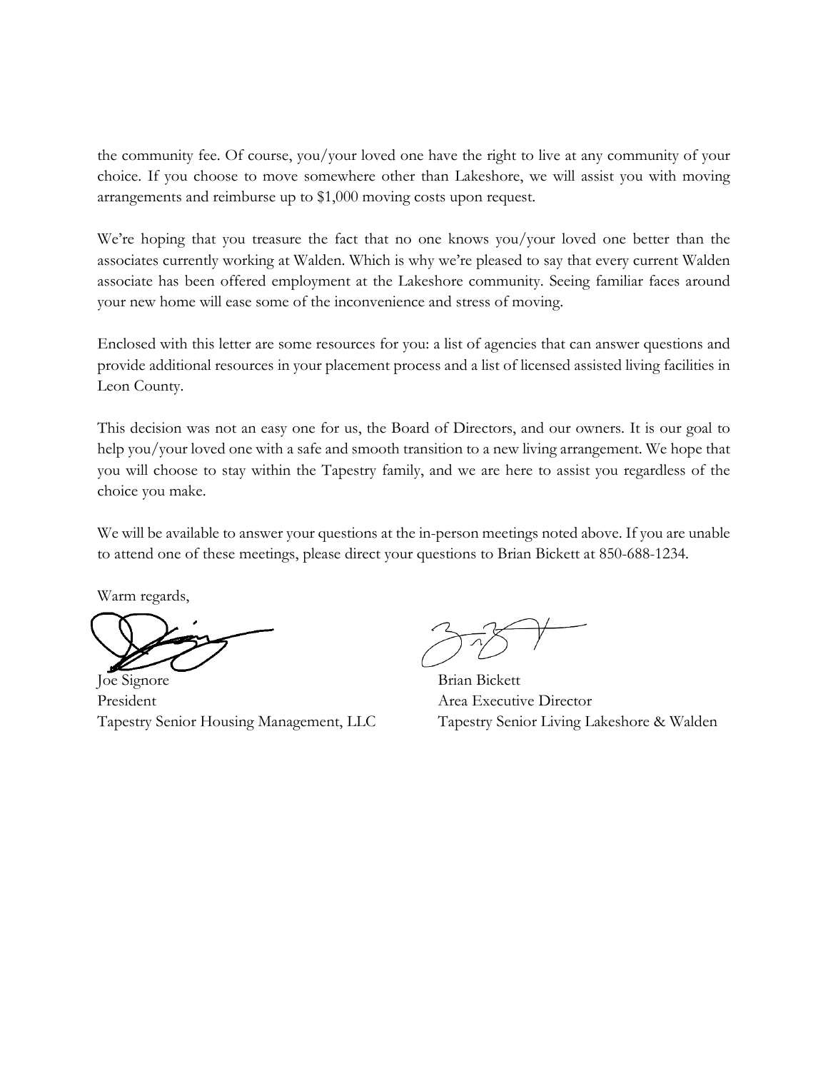the community fee. Of course, you/your loved one have the right to live at any community of your choice. If you choose to move somewhere other than Lakeshore, we will assist you with moving arrangements and reimburse up to $1,000 moving costs upon request.

We're hoping that you treasure the fact that no one knows you/your loved one better than the associates currently working at Walden. Which is why we're pleased to say that every current Walden associate has been offered employment at the Lakeshore community. Seeing familiar faces around your new home will ease some of the inconvenience and stress of moving.

Enclosed with this letter are some resources for you: a list of agencies that can answer questions and provide additional resources in your placement process and a list of licensed assisted living facilities in Leon County.

This decision was not an easy one for us, the Board of Directors, and our owners. It is our goal to help you/your loved one with a safe and smooth transition to a new living arrangement. We hope that you will choose to stay within the Tapestry family, and we are here to assist you regardless of the choice you make.

We will be available to answer your questions at the in-person meetings noted above. If you are unable to attend one of these meetings, please direct your questions to Brian Bickett at 850-688-1234.

Warm regards,

Joe Signore
President
Tapestry Senior Housing Management, LLC

Brian Bickett
Area Executive Director
Tapestry Senior Living Lakeshore & Walden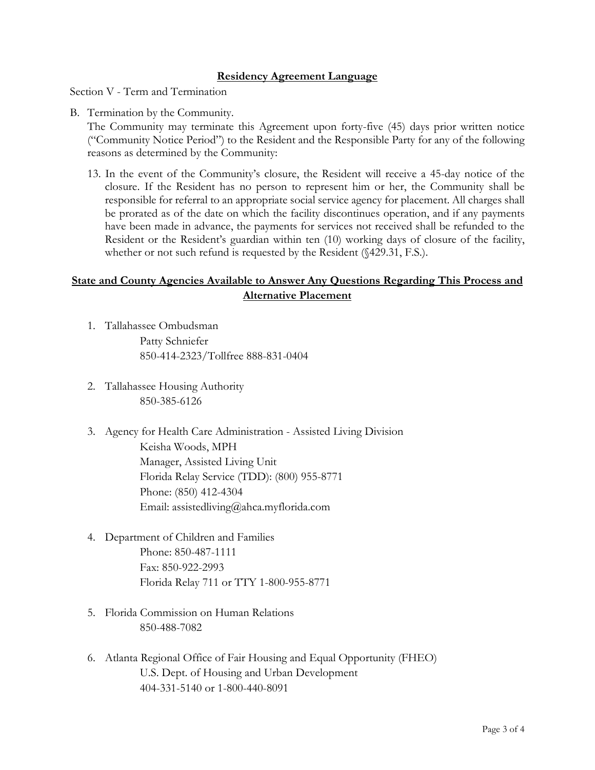## Residency Agreement Language

Section V - Term and Termination

B. Termination by the Community.

The Community may terminate this Agreement upon forty-five (45) days prior written notice ("Community Notice Period") to the Resident and the Responsible Party for any of the following reasons as determined by the Community:

13. In the event of the Community's closure, the Resident will receive a 45-day notice of the closure. If the Resident has no person to represent him or her, the Community shall be responsible for referral to an appropriate social service agency for placement. All charges shall be prorated as of the date on which the facility discontinues operation, and if any payments have been made in advance, the payments for services not received shall be refunded to the Resident or the Resident's guardian within ten (10) working days of closure of the facility, whether or not such refund is requested by the Resident (§429.31, F.S.).

## State and County Agencies Available to Answer Any Questions Regarding This Process and Alternative Placement

1. Tallahassee Ombudsman
   Patty Schniefer
   850-414-2323/Tollfree 888-831-0404

2. Tallahassee Housing Authority
   850-385-6126

3. Agency for Health Care Administration - Assisted Living Division
   Keisha Woods, MPH
   Manager, Assisted Living Unit
   Florida Relay Service (TDD): (800) 955-8771
   Phone: (850) 412-4304
   Email: assistedliving@ahca.myflorida.com

4. Department of Children and Families
   Phone: 850-487-1111
   Fax: 850-922-2993
   Florida Relay 711 or TTY 1-800-955-8771

5. Florida Commission on Human Relations
   850-488-7082

6. Atlanta Regional Office of Fair Housing and Equal Opportunity (FHEO)
   U.S. Dept. of Housing and Urban Development
   404-331-5140 or 1-800-440-8091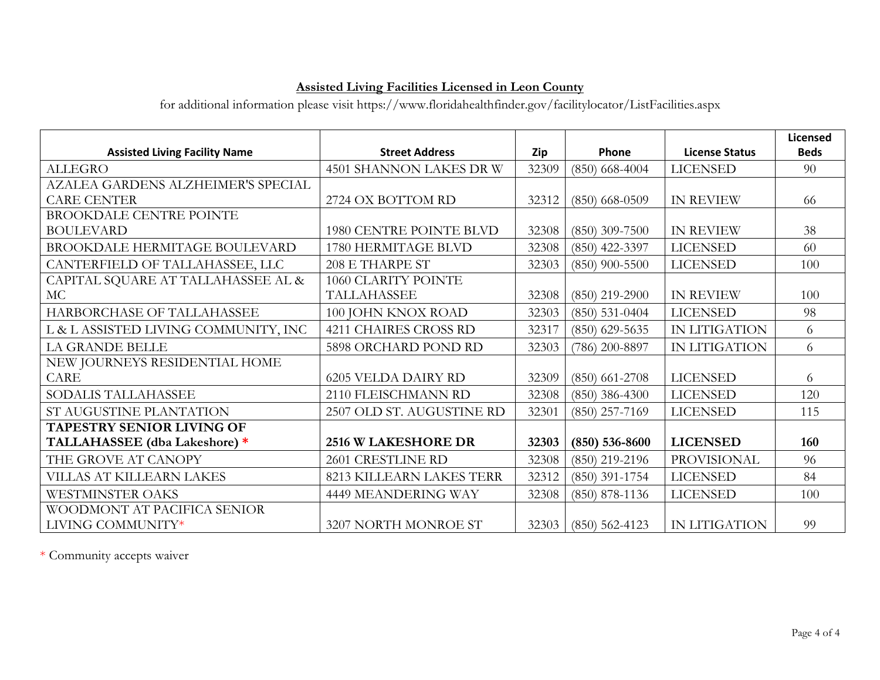**Assisted Living Facilities Licensed in Leon County**

for additional information please visit https://www.floridahealthfinder.gov/facilitylocator/ListFacilities.aspx

| Assisted Living Facility Name | Street Address | Zip | Phone | License Status | Licensed Beds |
|---|---|---|---|---|---|
| ALLEGRO | 4501 SHANNON LAKES DR W | 32309 | (850) 668-4004 | LICENSED | 90 |
| AZALEA GARDENS ALZHEIMER'S SPECIAL CARE CENTER | 2724 OX BOTTOM RD | 32312 | (850) 668-0509 | IN REVIEW | 66 |
| BROOKDALE CENTRE POINTE BOULEVARD | 1980 CENTRE POINTE BLVD | 32308 | (850) 309-7500 | IN REVIEW | 38 |
| BROOKDALE HERMITAGE BOULEVARD | 1780 HERMITAGE BLVD | 32308 | (850) 422-3397 | LICENSED | 60 |
| CANTERFIELD OF TALLAHASSEE, LLC | 208 E THARPE ST | 32303 | (850) 900-5500 | LICENSED | 100 |
| CAPITAL SQUARE AT TALLAHASSEE AL & MC | 1060 CLARITY POINTE TALLAHASSEE | 32308 | (850) 219-2900 | IN REVIEW | 100 |
| HARBORCHASE OF TALLAHASSEE | 100 JOHN KNOX ROAD | 32303 | (850) 531-0404 | LICENSED | 98 |
| L & L ASSISTED LIVING COMMUNITY, INC | 4211 CHAIRES CROSS RD | 32317 | (850) 629-5635 | IN LITIGATION | 6 |
| LA GRANDE BELLE | 5898 ORCHARD POND RD | 32303 | (786) 200-8897 | IN LITIGATION | 6 |
| NEW JOURNEYS RESIDENTIAL HOME CARE | 6205 VELDA DAIRY RD | 32309 | (850) 661-2708 | LICENSED | 6 |
| SODALIS TALLAHASSEE | 2110 FLEISCHMANN RD | 32308 | (850) 386-4300 | LICENSED | 120 |
| ST AUGUSTINE PLANTATION | 2507 OLD ST. AUGUSTINE RD | 32301 | (850) 257-7169 | LICENSED | 115 |
| **TAPESTRY SENIOR LIVING OF TALLAHASSEE (dba Lakeshore) *** | **2516 W LAKESHORE DR** | **32303** | **(850) 536-8600** | **LICENSED** | **160** |
| THE GROVE AT CANOPY | 2601 CRESTLINE RD | 32308 | (850) 219-2196 | PROVISIONAL | 96 |
| VILLAS AT KILLEARN LAKES | 8213 KILLEARN LAKES TERR | 32312 | (850) 391-1754 | LICENSED | 84 |
| WESTMINSTER OAKS | 4449 MEANDERING WAY | 32308 | (850) 878-1136 | LICENSED | 100 |
| WOODMONT AT PACIFICA SENIOR LIVING COMMUNITY* | 3207 NORTH MONROE ST | 32303 | (850) 562-4123 | IN LITIGATION | 99 |

* Community accepts waiver